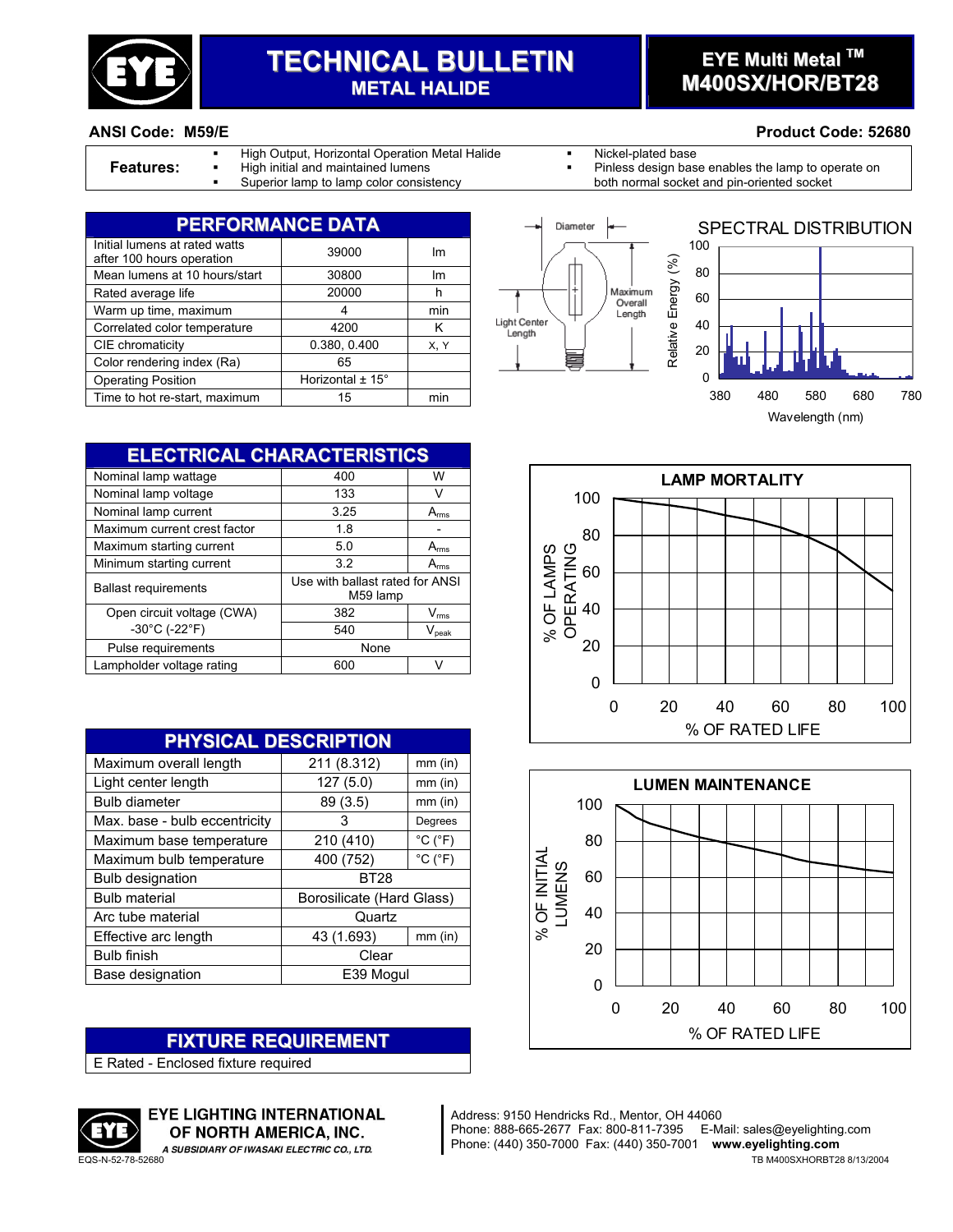# TECHNICAL BULLETIN

## METAL HALIDE

## EYE Multi Metal ™ M400SX/HOR/BT28

**ANSI Code: M59/E**

**Product Code: 52680**

**Features:**

- High Output, Horizontal Operation Metal Halide
- High initial and maintained lumens
- Superior lamp to lamp color consistency
- Nickel-plated base
- Pinless design base enables the lamp to operate on both normal socket and pin-oriented socket

## PERFORMANCE DATA

| | | |
|---|---|---|
| Initial lumens at rated watts after 100 hours operation | 39000 | lm |
| Mean lumens at 10 hours/start | 30800 | lm |
| Rated average life | 20000 | h |
| Warm up time, maximum | 4 | min |
| Correlated color temperature | 4200 | K |
| CIE chromaticity | 0.380, 0.400 | X, Y |
| Color rendering index (Ra) | 65 | |
| Operating Position | Horizontal ± 15° | |
| Time to hot re-start, maximum | 15 | min |

Diameter — Maximum Overall Length — Light Center Length

**SPECTRAL DISTRIBUTION**

Relative Energy (%) vs. Wavelength (nm), 380–780

## ELECTRICAL CHARACTERISTICS

| | | |
|---|---|---|
| Nominal lamp wattage | 400 | W |
| Nominal lamp voltage | 133 | V |
| Nominal lamp current | 3.25 | $A_{rms}$ |
| Maximum current crest factor | 1.8 | - |
| Maximum starting current | 5.0 | $A_{rms}$ |
| Minimum starting current | 3.2 | $A_{rms}$ |
| Ballast requirements | Use with ballast rated for ANSI M59 lamp | |
| Open circuit voltage (CWA) -30°C (-22°F) | 382 | $V_{rms}$ |
| | 540 | $V_{peak}$ |
| Pulse requirements | None | |
| Lampholder voltage rating | 600 | V |

**LAMP MORTALITY**

% OF LAMPS OPERATING vs. % OF RATED LIFE

## PHYSICAL DESCRIPTION

| | | |
|---|---|---|
| Maximum overall length | 211 (8.312) | mm (in) |
| Light center length | 127 (5.0) | mm (in) |
| Bulb diameter | 89 (3.5) | mm (in) |
| Max. base - bulb eccentricity | 3 | Degrees |
| Maximum base temperature | 210 (410) | °C (°F) |
| Maximum bulb temperature | 400 (752) | °C (°F) |
| Bulb designation | BT28 | |
| Bulb material | Borosilicate (Hard Glass) | |
| Arc tube material | Quartz | |
| Effective arc length | 43 (1.693) | mm (in) |
| Bulb finish | Clear | |
| Base designation | E39 Mogul | |

**LUMEN MAINTENANCE**

% OF INITIAL LUMENS vs. % OF RATED LIFE

## FIXTURE REQUIREMENT

E Rated - Enclosed fixture required

**EYE LIGHTING INTERNATIONAL OF NORTH AMERICA, INC.**
*A SUBSIDIARY OF IWASAKI ELECTRIC CO., LTD.*

Address: 9150 Hendricks Rd., Mentor, OH 44060
Phone: 888-665-2677 Fax: 800-811-7395 E-Mail: sales@eyelighting.com
Phone: (440) 350-7000 Fax: (440) 350-7001 **www.eyelighting.com**

EQS-N-52-78-52680

TB M400SXHORBT28 8/13/2004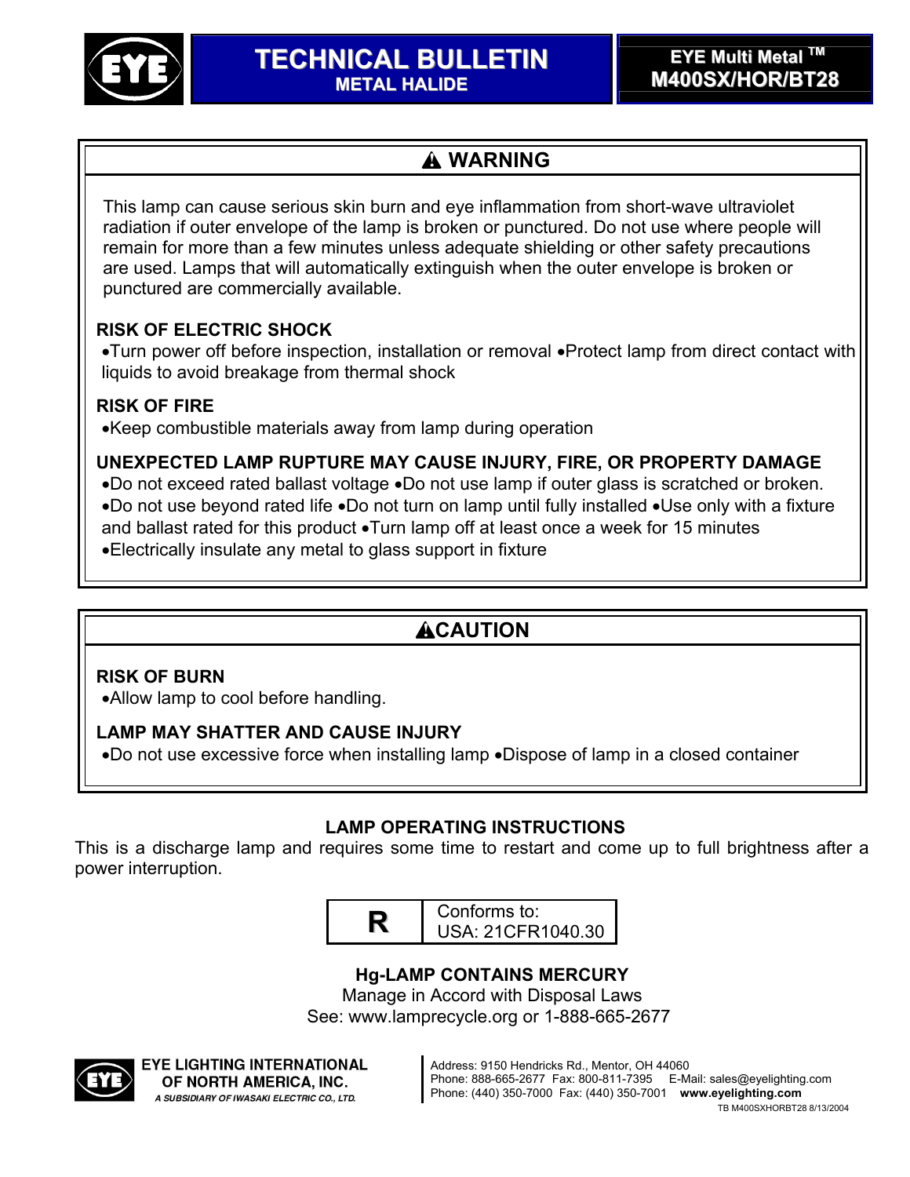# TECHNICAL BULLETIN
## METAL HALIDE

**EYE Multi Metal ™**
**M400SX/HOR/BT28**

## ⚠ WARNING

This lamp can cause serious skin burn and eye inflammation from short-wave ultraviolet radiation if outer envelope of the lamp is broken or punctured. Do not use where people will remain for more than a few minutes unless adequate shielding or other safety precautions are used. Lamps that will automatically extinguish when the outer envelope is broken or punctured are commercially available.

**RISK OF ELECTRIC SHOCK**
•Turn power off before inspection, installation or removal •Protect lamp from direct contact with liquids to avoid breakage from thermal shock

**RISK OF FIRE**
•Keep combustible materials away from lamp during operation

**UNEXPECTED LAMP RUPTURE MAY CAUSE INJURY, FIRE, OR PROPERTY DAMAGE**
•Do not exceed rated ballast voltage •Do not use lamp if outer glass is scratched or broken. •Do not use beyond rated life •Do not turn on lamp until fully installed •Use only with a fixture and ballast rated for this product •Turn lamp off at least once a week for 15 minutes •Electrically insulate any metal to glass support in fixture

## ⚠CAUTION

**RISK OF BURN**
•Allow lamp to cool before handling.

**LAMP MAY SHATTER AND CAUSE INJURY**
•Do not use excessive force when installing lamp •Dispose of lamp in a closed container

### LAMP OPERATING INSTRUCTIONS

This is a discharge lamp and requires some time to restart and come up to full brightness after a power interruption.

| | |
|---|---|
| **R** | Conforms to: USA: 21CFR1040.30 |

**Hg-LAMP CONTAINS MERCURY**
Manage in Accord with Disposal Laws
See: www.lamprecycle.org or 1-888-665-2677

**EYE LIGHTING INTERNATIONAL OF NORTH AMERICA, INC.**
*A SUBSIDIARY OF IWASAKI ELECTRIC CO., LTD.*

Address: 9150 Hendricks Rd., Mentor, OH 44060
Phone: 888-665-2677 Fax: 800-811-7395 E-Mail: sales@eyelighting.com
Phone: (440) 350-7000 Fax: (440) 350-7001 **www.eyelighting.com**
TB M400SXHORBT28 8/13/2004